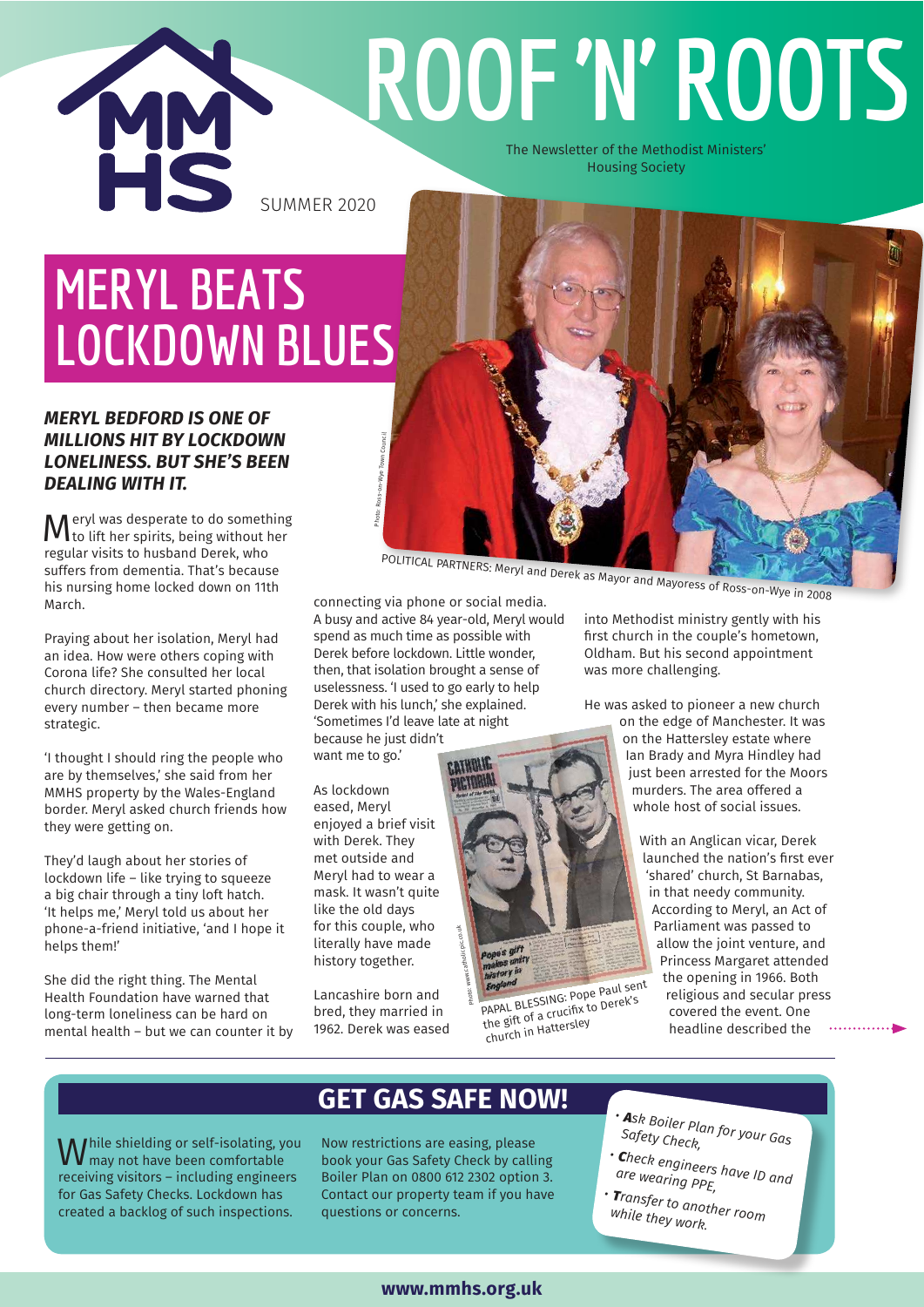# ROOF 'N' ROOTS

The Newsletter of the Methodist Ministers' Housing Society

SUMMER 2020

## MERYL BEATS LOCKDOWN BLUES

***MERYL BEDFORD IS ONE OF MILLIONS HIT BY LOCKDOWN LONELINESS. BUT SHE'S BEEN DEALING WITH IT.***

Meryl was desperate to do something to lift her spirits, being without her regular visits to husband Derek, who suffers from dementia. That's because his nursing home locked down on 11th March.

Praying about her isolation, Meryl had an idea. How were others coping with Corona life? She consulted her local church directory. Meryl started phoning every number – then became more strategic.

'I thought I should ring the people who are by themselves,' she said from her MMHS property by the Wales-England border. Meryl asked church friends how they were getting on.

They'd laugh about her stories of lockdown life – like trying to squeeze a big chair through a tiny loft hatch. 'It helps me,' Meryl told us about her phone-a-friend initiative, 'and I hope it helps them!'

She did the right thing. The Mental Health Foundation have warned that long-term loneliness can be hard on mental health – but we can counter it by connecting via phone or social media. A busy and active 84 year-old, Meryl would spend as much time as possible with Derek before lockdown. Little wonder, then, that isolation brought a sense of uselessness. 'I used to go early to help Derek with his lunch,' she explained. 'Sometimes I'd leave late at night because he just didn't want me to go.'

Photo: Ross-on-Wye Town Council

POLITICAL PARTNERS: Meryl and Derek as Mayor and Mayoress of Ross-on-Wye in 2008

As lockdown eased, Meryl enjoyed a brief visit with Derek. They met outside and Meryl had to wear a mask. It wasn't quite like the old days for this couple, who literally have made history together.

Lancashire born and bred, they married in 1962. Derek was eased into Methodist ministry gently with his first church in the couple's hometown, Oldham. But his second appointment was more challenging.

He was asked to pioneer a new church on the edge of Manchester. It was on the Hattersley estate where Ian Brady and Myra Hindley had just been arrested for the Moors murders. The area offered a whole host of social issues.

Photo: www.catholic-pic.co.uk

PAPAL BLESSING: Pope Paul sent the gift of a crucifix to Derek's church in Hattersley

With an Anglican vicar, Derek launched the nation's first ever 'shared' church, St Barnabas, in that needy community. According to Meryl, an Act of Parliament was passed to allow the joint venture, and Princess Margaret attended the opening in 1966. Both religious and secular press covered the event. One headline described the

## GET GAS SAFE NOW!

While shielding or self-isolating, you may not have been comfortable receiving visitors – including engineers for Gas Safety Checks. Lockdown has created a backlog of such inspections.

Now restrictions are easing, please book your Gas Safety Check by calling Boiler Plan on 0800 612 2302 option 3. Contact our property team if you have questions or concerns.

- **A**sk Boiler Plan for your Gas Safety Check,
- **C**heck engineers have ID and are wearing PPE,
- **T**ransfer to another room while they work.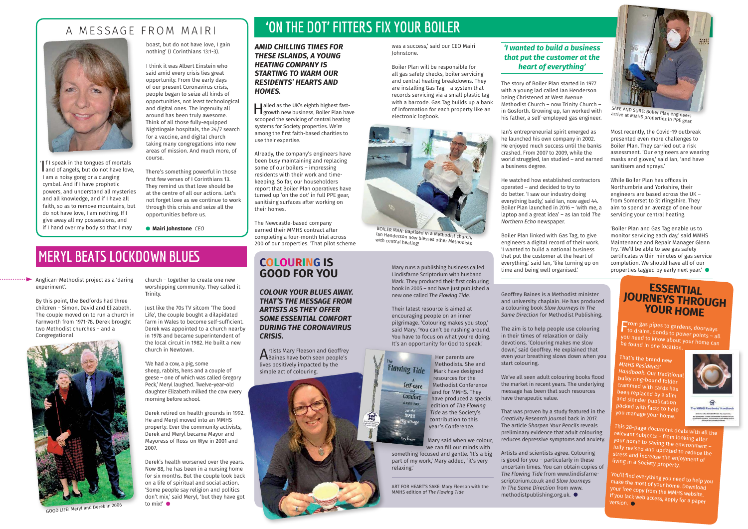## A MESSAGE FROM MAIRI

'If I speak in the tongues of mortals and of angels, but do not have love, I am a noisy gong or a clanging cymbal. And if I have prophetic powers, and understand all mysteries and all knowledge, and if I have all faith, so as to remove mountains, but do not have love, I am nothing. If I give away all my possessions, and if I hand over my body so that I may boast, but do not have love, I gain nothing' (I Corinthians 13:1-3).

I think it was Albert Einstein who said amid every crisis lies great opportunity. From the early days of our present Coronavirus crisis, people began to seize all kinds of opportunities, not least technological and digital ones. The ingenuity all around has been truly awesome. Think of all those fully-equipped Nightingale hospitals, the 24/7 search for a vaccine, and digital church taking many congregations into new areas of mission. And much more, of course.

There's something powerful in those first few verses of I Corinthians 13. They remind us that love should be at the centre of all our actions. Let's not forget love as we continue to work through this crisis and seize all the opportunities before us.

● **Mairi Johnstone** *CEO*

# 'ON THE DOT' FITTERS FIX YOUR BOILER

***AMID CHILLING TIMES FOR THESE ISLANDS, A YOUNG HEATING COMPANY IS STARTING TO WARM OUR RESIDENTS' HEARTS AND HOMES.***

Hailed as the UK's eighth highest fast-growth new business, Boiler Plan have scooped the servicing of central heating systems for Society properties. We're among the first faith-based charities to use their expertise.

Already, the company's engineers have been busy maintaining and replacing some of our boilers – impressing residents with their work and time-keeping. So far, our householders report that Boiler Plan operatives have turned up 'on the dot' in full PPE gear, sanitising surfaces after working on their homes.

The Newcastle-based company earned their MMHS contract after completing a four-month trial across 200 of our properties. 'That pilot scheme was a success,' said our CEO Mairi Johnstone.

Boiler Plan will be responsible for all gas safety checks, boiler servicing and central heating breakdowns. They are installing Gas Tag – a system that records servicing via a small plastic tag with a barcode. Gas Tag builds up a bank of information for each property like an electronic logbook.

BOILER MAN: Baptised in a Methodist church, Ian Henderson now blesses other Methodists with central heating!

### *'I wanted to build a business that put the customer at the heart of everything'*

The story of Boiler Plan started in 1977 with a young lad called Ian Henderson being Christened at West Avenue Methodist Church – now Trinity Church – in Gosforth. Growing up, Ian worked with his father, a self-employed gas engineer.

Ian's entrepreneurial spirit emerged as he launched his own company in 2002. He enjoyed much success until the banks crashed. From 2007 to 2009, while the world struggled, Ian studied – and earned a business degree.

He watched how established contractors operated – and decided to try to do better. 'I saw our industry doing everything badly,' said Ian, now aged 44. Boiler Plan launched in 2016 – 'with me, a laptop and a great idea' – as Ian told *The Northern Echo* newspaper.

Boiler Plan linked with Gas Tag, to give engineers a digital record of their work. 'I wanted to build a national business that put the customer at the heart of everything,' said Ian, 'like turning up on time and being well organised.'

SAFE AND SURE: Boiler Plan engineers arrive at MMHS properties in PPE gear.

Most recently, the Covid-19 outbreak presented even more challenges to Boiler Plan. They carried out a risk assessment. 'Our engineers are wearing masks and gloves,' said Ian, 'and have sanitisers and sprays.'

While Boiler Plan has offices in Northumbria and Yorkshire, their engineers are based across the UK – from Somerset to Stirlingshire. They aim to spend an average of one hour servicing your central heating.

'Boiler Plan and Gas Tag enable us to monitor servicing each day,' said MMHS Maintenance and Repair Manager Glenn Fry. 'We'll be able to see gas safety certificates within minutes of gas service completion. We should have all of our properties tagged by early next year.' ●

# MERYL BEATS LOCKDOWN BLUES

Anglican-Methodist project as a 'daring experiment'.

By this point, the Bedfords had three children – Simon, David and Elizabeth. The couple moved on to run a church in Farnworth from 1971-78. Derek brought two Methodist churches – and a Congregational church – together to create one new worshipping community. They called it Trinity.

Just like the 70s TV sitcom 'The Good Life', the couple bought a dilapidated farm in Wales to become self-sufficient. Derek was appointed to a church nearby in 1978 and became superintendent of the local circuit in 1982. He built a new church in Newtown.

'We had a cow, a pig, some sheep, rabbits, hens and a couple of geese – one of which was called Gregory Peck,' Meryl laughed. Twelve-year-old daughter Elizabeth milked the cow every morning before school.

Derek retired on health grounds in 1992. He and Meryl moved into an MMHS property. Ever the community activists, Derek and Meryl became Mayor and Mayoress of Ross-on Wye in 2001 and 2007.

Derek's health worsened over the years. Now 88, he has been in a nursing home for six months. But the couple look back on a life of spiritual and social action. 'Some people say religion and politics don't mix,' said Meryl, 'but they have got to mix!' ●

GOOD LIFE: Meryl and Derek in 2006

## COLOURING IS GOOD FOR YOU

***COLOUR YOUR BLUES AWAY. THAT'S THE MESSAGE FROM ARTISTS AS THEY OFFER SOME ESSENTIAL COMFORT DURING THE CORONAVIRUS CRISIS.***

Artists Mary Fleeson and Geoffrey Baines have both seen people's lives positively impacted by the simple act of colouring.

Mary runs a publishing business called Lindisfarne Scriptorium with husband Mark. They produced their first colouring book in 2005 – and have just published a new one called *The Flowing Tide.*

Their latest resource is aimed at encouraging people on an inner pilgrimage. 'Colouring makes you stop,' said Mary. 'You can't be rushing around. You have to focus on what you're doing. It's an opportunity for God to speak.'

Her parents are Methodists. She and Mark have designed resources for the Methodist Conference and for MMHS. They have produced a special edition of *The Flowing Tide* as the Society's contribution to this year's Conference.

Mary said when we colour, we can fill our minds with something focused and gentle. 'It's a big part of my work,' Mary added, 'it's very relaxing.'

ART FOR HEART'S SAKE: Mary Fleeson with the MMHS edition of *The Flowing Tide*

Geoffrey Baines is a Methodist minister and university chaplain. He has produced a colouring book *Slow Journeys In The Same Direction* for Methodist Publishing.

The aim is to help people use colouring in their times of relaxation or daily devotions. 'Colouring makes me slow down,' said Geoffrey. He explained that even your breathing slows down when you start colouring.

We've all seen adult colouring books flood the market in recent years. The underlying message has been that such resources have therapeutic value.

That was proven by a study featured in the *Creativity Research Journal* back in 2017. The article *Sharpen Your Pencils* reveals preliminary evidence that adult colouring reduces depressive symptoms and anxiety.

Artists and scientists agree. Colouring is good for you – particularly in these uncertain times. You can obtain copies of *The Flowing Tide* from www.lindisfarne-scriptorium.co.uk and *Slow Journeys In The Same Direction* from www.methodistpublishing.org.uk. ●

## ESSENTIAL JOURNEYS THROUGH YOUR HOME

From gas pipes to gardens, doorways to drains, ponds to power points – all you need to know about your home can be found in one location.

That's the brand new *MMHS Residents' Handbook*. Our traditional bulky ring-bound folder crammed with cards has been replaced by a slim and slender publication packed with facts to help you manage your home.

This 28-page document deals with all the relevant subjects – from looking after your home to saving the environment – fully revised and updated to reduce the stress and increase the enjoyment of living in a Society property.

You'll find everything you need to help you make the most of your home. Download your free copy from the MMHS website. If you lack web access, apply for a paper version. ●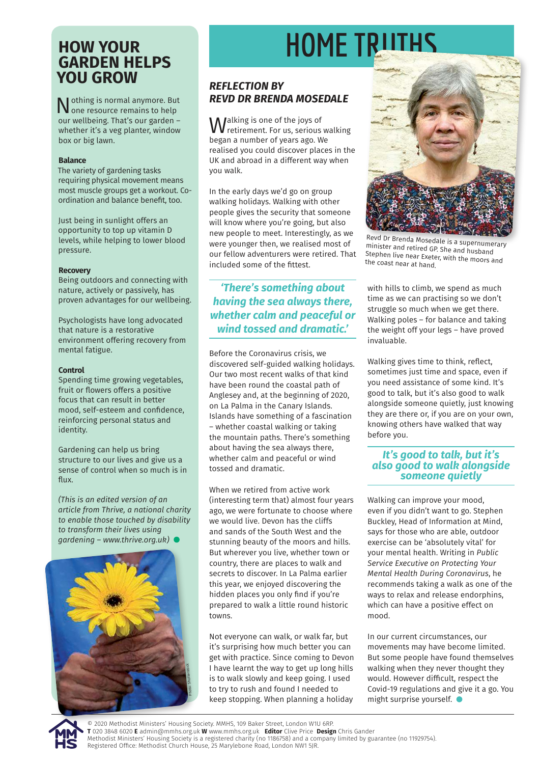## HOW YOUR GARDEN HELPS YOU GROW

Nothing is normal anymore. But one resource remains to help our wellbeing. That's our garden – whether it's a veg planter, window box or big lawn.

**Balance**

The variety of gardening tasks requiring physical movement means most muscle groups get a workout. Co-ordination and balance benefit, too.

Just being in sunlight offers an opportunity to top up vitamin D levels, while helping to lower blood pressure.

**Recovery**

Being outdoors and connecting with nature, actively or passively, has proven advantages for our wellbeing.

Psychologists have long advocated that nature is a restorative environment offering recovery from mental fatigue.

**Control**

Spending time growing vegetables, fruit or flowers offers a positive focus that can result in better mood, self-esteem and confidence, reinforcing personal status and identity.

Gardening can help us bring structure to our lives and give us a sense of control when so much is in flux.

*(This is an edited version of an article from Thrive, a national charity to enable those touched by disability to transform their lives using gardening – www.thrive.org.uk)*

Photo: Shutterstock

# HOME TRUTHS

## REFLECTION BY REVD DR BRENDA MOSEDALE

Walking is one of the joys of retirement. For us, serious walking began a number of years ago. We realised you could discover places in the UK and abroad in a different way when you walk.

In the early days we'd go on group walking holidays. Walking with other people gives the security that someone will know where you're going, but also new people to meet. Interestingly, as we were younger then, we realised most of our fellow adventurers were retired. That included some of the fittest.

> *'There's something about having the sea always there, whether calm and peaceful or wind tossed and dramatic.'*

Before the Coronavirus crisis, we discovered self-guided walking holidays. Our two most recent walks of that kind have been round the coastal path of Anglesey and, at the beginning of 2020, on La Palma in the Canary Islands. Islands have something of a fascination – whether coastal walking or taking the mountain paths. There's something about having the sea always there, whether calm and peaceful or wind tossed and dramatic.

When we retired from active work (interesting term that) almost four years ago, we were fortunate to choose where we would live. Devon has the cliffs and sands of the South West and the stunning beauty of the moors and hills. But wherever you live, whether town or country, there are places to walk and secrets to discover. In La Palma earlier this year, we enjoyed discovering the hidden places you only find if you're prepared to walk a little round historic towns.

Not everyone can walk, or walk far, but it's surprising how much better you can get with practice. Since coming to Devon I have learnt the way to get up long hills is to walk slowly and keep going. I used to try to rush and found I needed to keep stopping. When planning a holiday with hills to climb, we spend as much time as we can practising so we don't struggle so much when we get there. Walking poles – for balance and taking the weight off your legs – have proved invaluable.

Revd Dr Brenda Mosedale is a supernumerary minister and retired GP. She and husband Stephen live near Exeter, with the moors and the coast near at hand.

Walking gives time to think, reflect, sometimes just time and space, even if you need assistance of some kind. It's good to talk, but it's also good to walk alongside someone quietly, just knowing they are there or, if you are on your own, knowing others have walked that way before you.

> *It's good to talk, but it's also good to walk alongside someone quietly*

Walking can improve your mood, even if you didn't want to go. Stephen Buckley, Head of Information at Mind, says for those who are able, outdoor exercise can be 'absolutely vital' for your mental health. Writing in *Public Service Executive on Protecting Your Mental Health During Coronavirus*, he recommends taking a walk as one of the ways to relax and release endorphins, which can have a positive effect on mood.

In our current circumstances, our movements may have become limited. But some people have found themselves walking when they never thought they would. However difficult, respect the Covid-19 regulations and give it a go. You might surprise yourself.

---

© 2020 Methodist Ministers' Housing Society. MMHS, 109 Baker Street, London W1U 6RP.
**T** 020 3848 6020 **E** admin@mmhs.org.uk **W** www.mmhs.org.uk **Editor** Clive Price **Design** Chris Gander
Methodist Ministers' Housing Society is a registered charity (no 1186758) and a company limited by guarantee (no 11929754).
Registered Office: Methodist Church House, 25 Marylebone Road, London NW1 5JR.